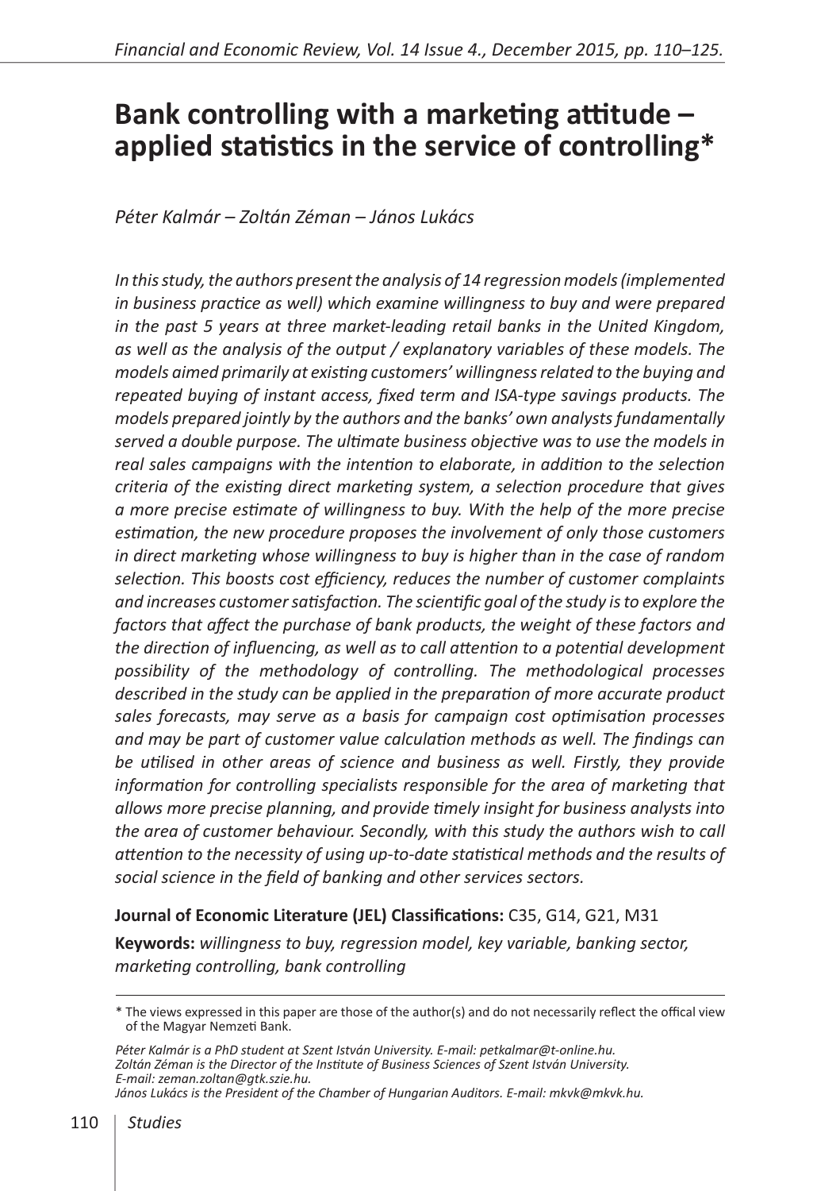# Bank controlling with a marketing attitude – applied statistics in the service of controlling*

*Péter Kalmár – Zoltán Zéman – János Lukács*

*In this study, the authors present the analysis of 14 regression models (implemented in business practice as well) which examine willingness to buy and were prepared in the past 5 years at three market-leading retail banks in the United Kingdom, as well as the analysis of the output / explanatory variables of these models. The models aimed primarily at existing customers' willingness related to the buying and repeated buying of instant access, fixed term and ISA-type savings products. The models prepared jointly by the authors and the banks' own analysts fundamentally served a double purpose. The ultimate business objective was to use the models in real sales campaigns with the intention to elaborate, in addition to the selection criteria of the existing direct marketing system, a selection procedure that gives a more precise estimate of willingness to buy. With the help of the more precise estimation, the new procedure proposes the involvement of only those customers in direct marketing whose willingness to buy is higher than in the case of random selection. This boosts cost efficiency, reduces the number of customer complaints and increases customer satisfaction. The scientific goal of the study is to explore the factors that affect the purchase of bank products, the weight of these factors and the direction of influencing, as well as to call attention to a potential development possibility of the methodology of controlling. The methodological processes described in the study can be applied in the preparation of more accurate product sales forecasts, may serve as a basis for campaign cost optimisation processes and may be part of customer value calculation methods as well. The findings can be utilised in other areas of science and business as well. Firstly, they provide information for controlling specialists responsible for the area of marketing that allows more precise planning, and provide timely insight for business analysts into the area of customer behaviour. Secondly, with this study the authors wish to call attention to the necessity of using up-to-date statistical methods and the results of social science in the field of banking and other services sectors.*

**Journal of Economic Literature (JEL) Classifications:** C35, G14, G21, M31

**Keywords:** *willingness to buy, regression model, key variable, banking sector, marketing controlling, bank controlling*

---

\* The views expressed in this paper are those of the author(s) and do not necessarily reflect the offical view of the Magyar Nemzeti Bank.

*Péter Kalmár is a PhD student at Szent István University. E-mail: petkalmar@t-online.hu.*
*Zoltán Zéman is the Director of the Institute of Business Sciences of Szent István University. E-mail: zeman.zoltan@gtk.szie.hu.*
*János Lukács is the President of the Chamber of Hungarian Auditors. E-mail: mkvk@mkvk.hu.*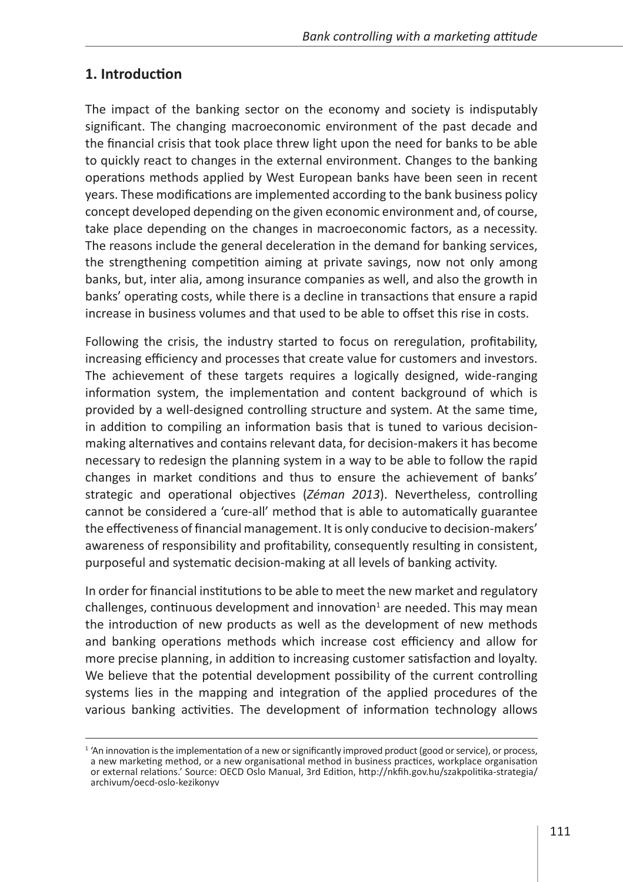## 1. Introduction

The impact of the banking sector on the economy and society is indisputably significant. The changing macroeconomic environment of the past decade and the financial crisis that took place threw light upon the need for banks to be able to quickly react to changes in the external environment. Changes to the banking operations methods applied by West European banks have been seen in recent years. These modifications are implemented according to the bank business policy concept developed depending on the given economic environment and, of course, take place depending on the changes in macroeconomic factors, as a necessity. The reasons include the general deceleration in the demand for banking services, the strengthening competition aiming at private savings, now not only among banks, but, inter alia, among insurance companies as well, and also the growth in banks' operating costs, while there is a decline in transactions that ensure a rapid increase in business volumes and that used to be able to offset this rise in costs.

Following the crisis, the industry started to focus on reregulation, profitability, increasing efficiency and processes that create value for customers and investors. The achievement of these targets requires a logically designed, wide-ranging information system, the implementation and content background of which is provided by a well-designed controlling structure and system. At the same time, in addition to compiling an information basis that is tuned to various decision-making alternatives and contains relevant data, for decision-makers it has become necessary to redesign the planning system in a way to be able to follow the rapid changes in market conditions and thus to ensure the achievement of banks' strategic and operational objectives (*Zéman 2013*). Nevertheless, controlling cannot be considered a 'cure-all' method that is able to automatically guarantee the effectiveness of financial management. It is only conducive to decision-makers' awareness of responsibility and profitability, consequently resulting in consistent, purposeful and systematic decision-making at all levels of banking activity.

In order for financial institutions to be able to meet the new market and regulatory challenges, continuous development and innovation[1] are needed. This may mean the introduction of new products as well as the development of new methods and banking operations methods which increase cost efficiency and allow for more precise planning, in addition to increasing customer satisfaction and loyalty. We believe that the potential development possibility of the current controlling systems lies in the mapping and integration of the applied procedures of the various banking activities. The development of information technology allows

[1] 'An innovation is the implementation of a new or significantly improved product (good or service), or process, a new marketing method, or a new organisational method in business practices, workplace organisation or external relations.' Source: OECD Oslo Manual, 3rd Edition, http://nkfih.gov.hu/szakpolitika-strategia/archivum/oecd-oslo-kezikonyv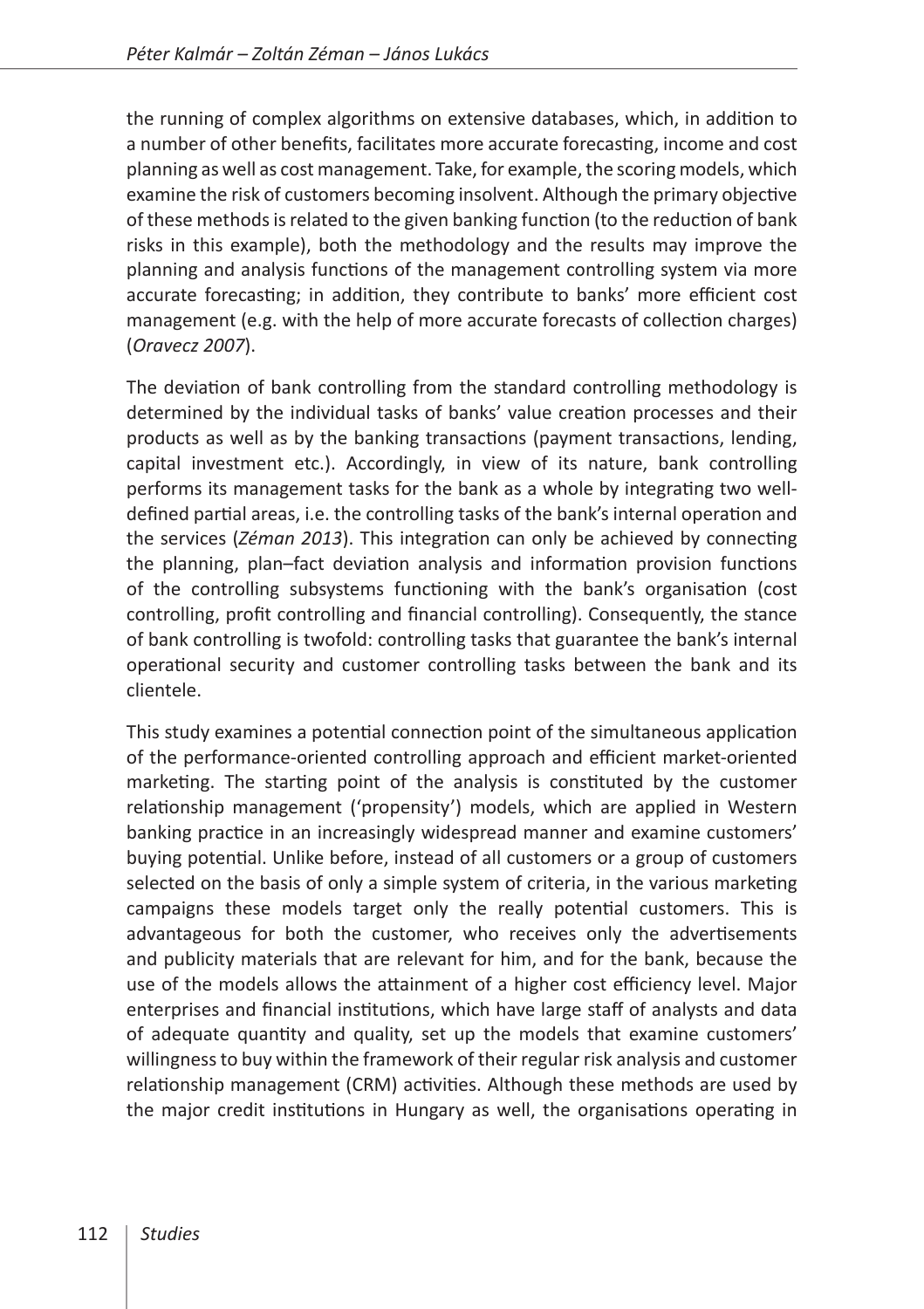the running of complex algorithms on extensive databases, which, in addition to a number of other benefits, facilitates more accurate forecasting, income and cost planning as well as cost management. Take, for example, the scoring models, which examine the risk of customers becoming insolvent. Although the primary objective of these methods is related to the given banking function (to the reduction of bank risks in this example), both the methodology and the results may improve the planning and analysis functions of the management controlling system via more accurate forecasting; in addition, they contribute to banks' more efficient cost management (e.g. with the help of more accurate forecasts of collection charges) (*Oravecz 2007*).

The deviation of bank controlling from the standard controlling methodology is determined by the individual tasks of banks' value creation processes and their products as well as by the banking transactions (payment transactions, lending, capital investment etc.). Accordingly, in view of its nature, bank controlling performs its management tasks for the bank as a whole by integrating two well-defined partial areas, i.e. the controlling tasks of the bank's internal operation and the services (*Zéman 2013*). This integration can only be achieved by connecting the planning, plan–fact deviation analysis and information provision functions of the controlling subsystems functioning with the bank's organisation (cost controlling, profit controlling and financial controlling). Consequently, the stance of bank controlling is twofold: controlling tasks that guarantee the bank's internal operational security and customer controlling tasks between the bank and its clientele.

This study examines a potential connection point of the simultaneous application of the performance-oriented controlling approach and efficient market-oriented marketing. The starting point of the analysis is constituted by the customer relationship management ('propensity') models, which are applied in Western banking practice in an increasingly widespread manner and examine customers' buying potential. Unlike before, instead of all customers or a group of customers selected on the basis of only a simple system of criteria, in the various marketing campaigns these models target only the really potential customers. This is advantageous for both the customer, who receives only the advertisements and publicity materials that are relevant for him, and for the bank, because the use of the models allows the attainment of a higher cost efficiency level. Major enterprises and financial institutions, which have large staff of analysts and data of adequate quantity and quality, set up the models that examine customers' willingness to buy within the framework of their regular risk analysis and customer relationship management (CRM) activities. Although these methods are used by the major credit institutions in Hungary as well, the organisations operating in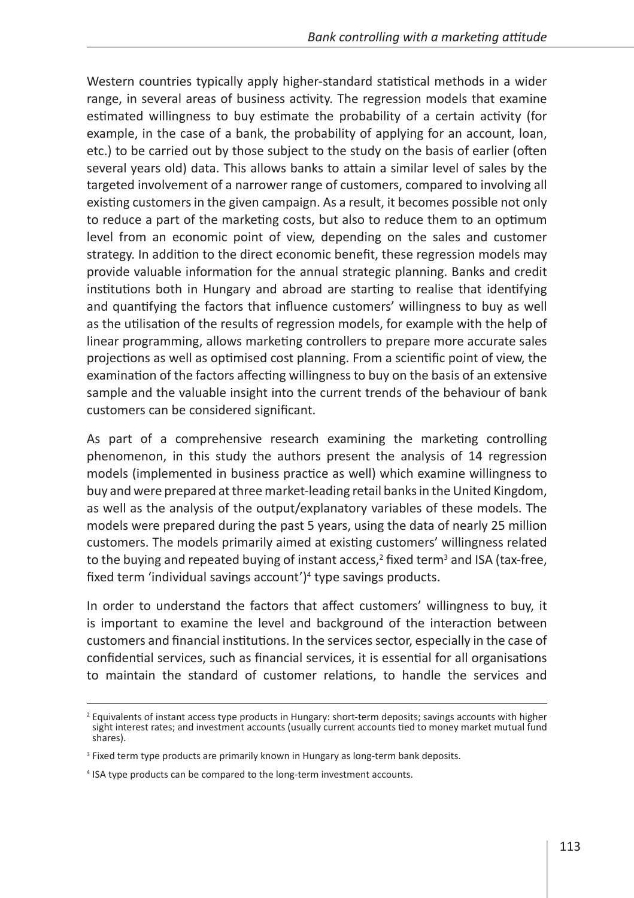Western countries typically apply higher-standard statistical methods in a wider range, in several areas of business activity. The regression models that examine estimated willingness to buy estimate the probability of a certain activity (for example, in the case of a bank, the probability of applying for an account, loan, etc.) to be carried out by those subject to the study on the basis of earlier (often several years old) data. This allows banks to attain a similar level of sales by the targeted involvement of a narrower range of customers, compared to involving all existing customers in the given campaign. As a result, it becomes possible not only to reduce a part of the marketing costs, but also to reduce them to an optimum level from an economic point of view, depending on the sales and customer strategy. In addition to the direct economic benefit, these regression models may provide valuable information for the annual strategic planning. Banks and credit institutions both in Hungary and abroad are starting to realise that identifying and quantifying the factors that influence customers' willingness to buy as well as the utilisation of the results of regression models, for example with the help of linear programming, allows marketing controllers to prepare more accurate sales projections as well as optimised cost planning. From a scientific point of view, the examination of the factors affecting willingness to buy on the basis of an extensive sample and the valuable insight into the current trends of the behaviour of bank customers can be considered significant.

As part of a comprehensive research examining the marketing controlling phenomenon, in this study the authors present the analysis of 14 regression models (implemented in business practice as well) which examine willingness to buy and were prepared at three market-leading retail banks in the United Kingdom, as well as the analysis of the output/explanatory variables of these models. The models were prepared during the past 5 years, using the data of nearly 25 million customers. The models primarily aimed at existing customers' willingness related to the buying and repeated buying of instant access,[2] fixed term[3] and ISA (tax-free, fixed term 'individual savings account')[4] type savings products.

In order to understand the factors that affect customers' willingness to buy, it is important to examine the level and background of the interaction between customers and financial institutions. In the services sector, especially in the case of confidential services, such as financial services, it is essential for all organisations to maintain the standard of customer relations, to handle the services and

[2] Equivalents of instant access type products in Hungary: short-term deposits; savings accounts with higher sight interest rates; and investment accounts (usually current accounts tied to money market mutual fund shares).

[3] Fixed term type products are primarily known in Hungary as long-term bank deposits.

[4] ISA type products can be compared to the long-term investment accounts.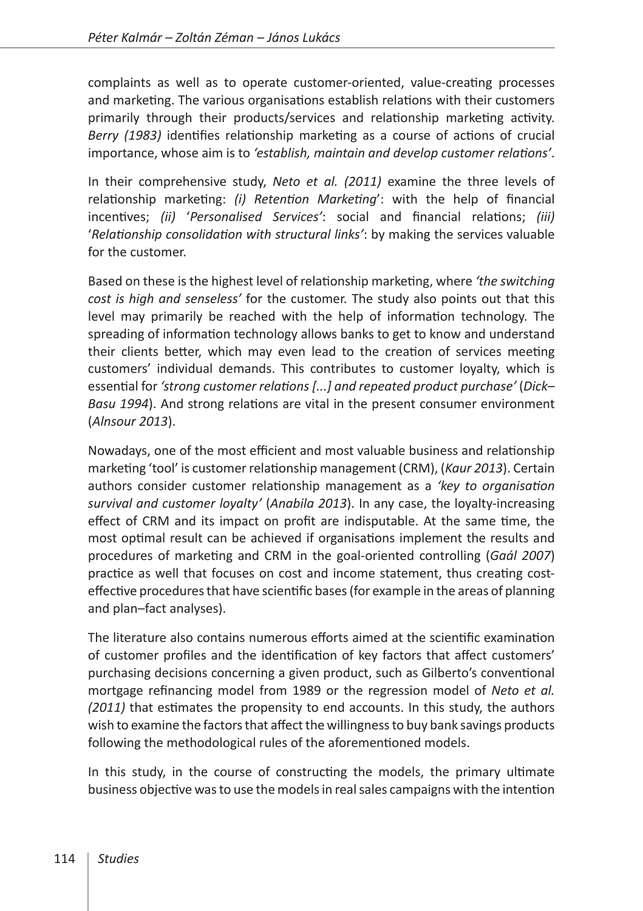complaints as well as to operate customer-oriented, value-creating processes and marketing. The various organisations establish relations with their customers primarily through their products/services and relationship marketing activity. *Berry (1983)* identifies relationship marketing as a course of actions of crucial importance, whose aim is to *'establish, maintain and develop customer relations'*.

In their comprehensive study, *Neto et al. (2011)* examine the three levels of relationship marketing: *(i) Retention Marketing*': with the help of financial incentives; *(ii)* '*Personalised Services'*: social and financial relations; *(iii)* '*Relationship consolidation with structural links'*: by making the services valuable for the customer.

Based on these is the highest level of relationship marketing, where *'the switching cost is high and senseless'* for the customer. The study also points out that this level may primarily be reached with the help of information technology. The spreading of information technology allows banks to get to know and understand their clients better, which may even lead to the creation of services meeting customers' individual demands. This contributes to customer loyalty, which is essential for *'strong customer relations [...] and repeated product purchase'* (*Dick–Basu 1994*). And strong relations are vital in the present consumer environment (*Alnsour 2013*).

Nowadays, one of the most efficient and most valuable business and relationship marketing 'tool' is customer relationship management (CRM), (*Kaur 2013*). Certain authors consider customer relationship management as a *'key to organisation survival and customer loyalty'* (*Anabila 2013*). In any case, the loyalty-increasing effect of CRM and its impact on profit are indisputable. At the same time, the most optimal result can be achieved if organisations implement the results and procedures of marketing and CRM in the goal-oriented controlling (*Gaál 2007*) practice as well that focuses on cost and income statement, thus creating cost-effective procedures that have scientific bases (for example in the areas of planning and plan–fact analyses).

The literature also contains numerous efforts aimed at the scientific examination of customer profiles and the identification of key factors that affect customers' purchasing decisions concerning a given product, such as Gilberto's conventional mortgage refinancing model from 1989 or the regression model of *Neto et al. (2011)* that estimates the propensity to end accounts. In this study, the authors wish to examine the factors that affect the willingness to buy bank savings products following the methodological rules of the aforementioned models.

In this study, in the course of constructing the models, the primary ultimate business objective was to use the models in real sales campaigns with the intention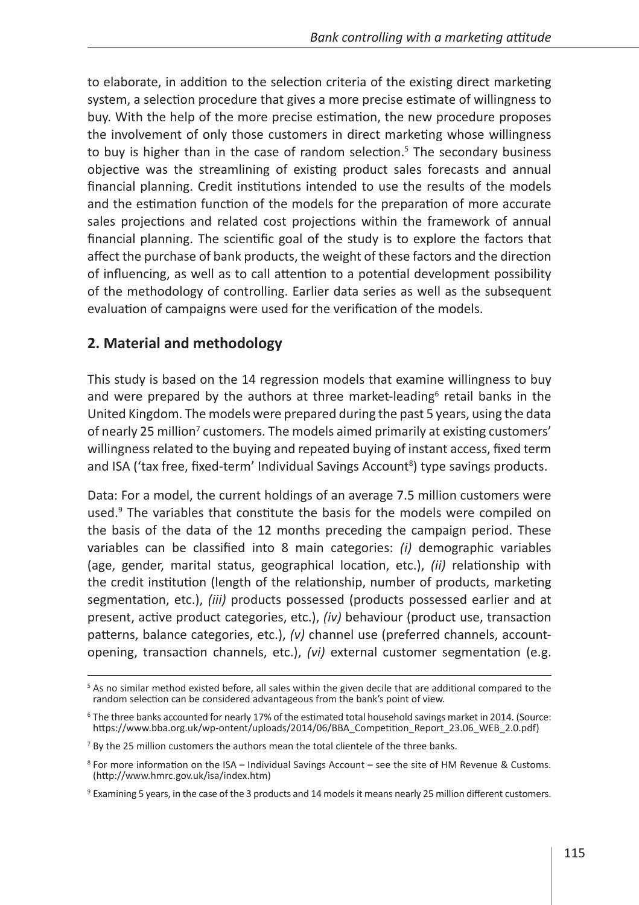to elaborate, in addition to the selection criteria of the existing direct marketing system, a selection procedure that gives a more precise estimate of willingness to buy. With the help of the more precise estimation, the new procedure proposes the involvement of only those customers in direct marketing whose willingness to buy is higher than in the case of random selection.[5] The secondary business objective was the streamlining of existing product sales forecasts and annual financial planning. Credit institutions intended to use the results of the models and the estimation function of the models for the preparation of more accurate sales projections and related cost projections within the framework of annual financial planning. The scientific goal of the study is to explore the factors that affect the purchase of bank products, the weight of these factors and the direction of influencing, as well as to call attention to a potential development possibility of the methodology of controlling. Earlier data series as well as the subsequent evaluation of campaigns were used for the verification of the models.

## 2. Material and methodology

This study is based on the 14 regression models that examine willingness to buy and were prepared by the authors at three market-leading[6] retail banks in the United Kingdom. The models were prepared during the past 5 years, using the data of nearly 25 million[7] customers. The models aimed primarily at existing customers' willingness related to the buying and repeated buying of instant access, fixed term and ISA ('tax free, fixed-term' Individual Savings Account[8]) type savings products.

Data: For a model, the current holdings of an average 7.5 million customers were used.[9] The variables that constitute the basis for the models were compiled on the basis of the data of the 12 months preceding the campaign period. These variables can be classified into 8 main categories: *(i)* demographic variables (age, gender, marital status, geographical location, etc.), *(ii)* relationship with the credit institution (length of the relationship, number of products, marketing segmentation, etc.), *(iii)* products possessed (products possessed earlier and at present, active product categories, etc.), *(iv)* behaviour (product use, transaction patterns, balance categories, etc.), *(v)* channel use (preferred channels, account-opening, transaction channels, etc.), *(vi)* external customer segmentation (e.g.

---

[5] As no similar method existed before, all sales within the given decile that are additional compared to the random selection can be considered advantageous from the bank's point of view.

[6] The three banks accounted for nearly 17% of the estimated total household savings market in 2014. (Source: https://www.bba.org.uk/wp-ontent/uploads/2014/06/BBA_Competition_Report_23.06_WEB_2.0.pdf)

[7] By the 25 million customers the authors mean the total clientele of the three banks.

[8] For more information on the ISA – Individual Savings Account – see the site of HM Revenue & Customs. (http://www.hmrc.gov.uk/isa/index.htm)

[9] Examining 5 years, in the case of the 3 products and 14 models it means nearly 25 million different customers.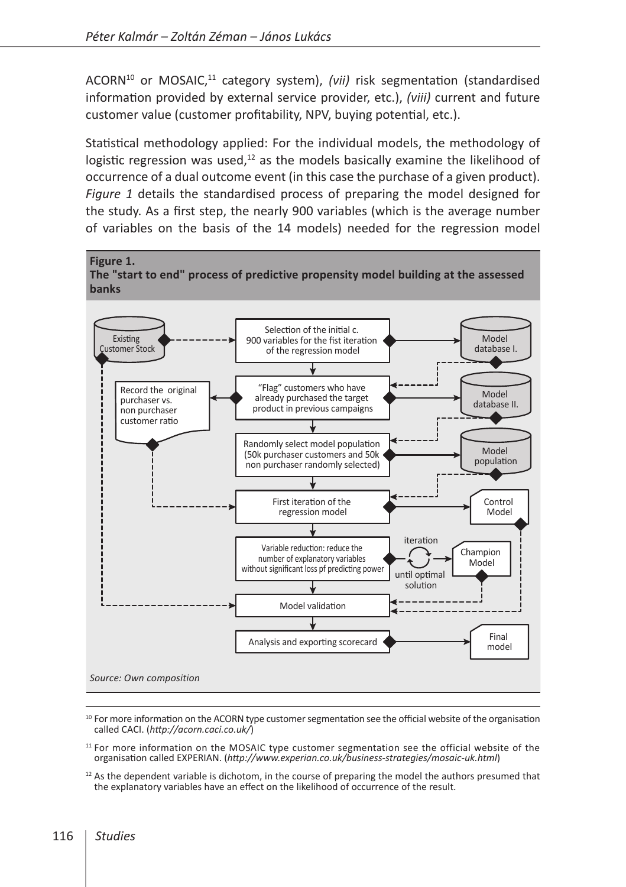ACORN[10] or MOSAIC,[11] category system), *(vii)* risk segmentation (standardised information provided by external service provider, etc.), *(viii)* current and future customer value (customer profitability, NPV, buying potential, etc.).

Statistical methodology applied: For the individual models, the methodology of logistic regression was used,[12] as the models basically examine the likelihood of occurrence of a dual outcome event (in this case the purchase of a given product). *Figure 1* details the standardised process of preparing the model designed for the study. As a first step, the nearly 900 variables (which is the average number of variables on the basis of the 14 models) needed for the regression model

**Figure 1.**
**The "start to end" process of predictive propensity model building at the assessed banks**

Existing Customer Stock

Selection of the initial c. 900 variables for the fist iteration of the regression model

Model database I.

"Flag" customers who have already purchased the target product in previous campaigns

Record the original purchaser vs. non purchaser customer ratio

Model database II.

Randomly select model population (50k purchaser customers and 50k non purchaser randomly selected)

Model population

First iteration of the regression model

Control Model

Variable reduction: reduce the number of explanatory variables without significant loss pf predicting power

iteration

until optimal solution

Champion Model

Model validation

Analysis and exporting scorecard

Final model

*Source: Own composition*

---

[10] For more information on the ACORN type customer segmentation see the official website of the organisation called CACI. (*http://acorn.caci.co.uk/*)

[11] For more information on the MOSAIC type customer segmentation see the official website of the organisation called EXPERIAN. (*http://www.experian.co.uk/business-strategies/mosaic-uk.html*)

[12] As the dependent variable is dichotom, in the course of preparing the model the authors presumed that the explanatory variables have an effect on the likelihood of occurrence of the result.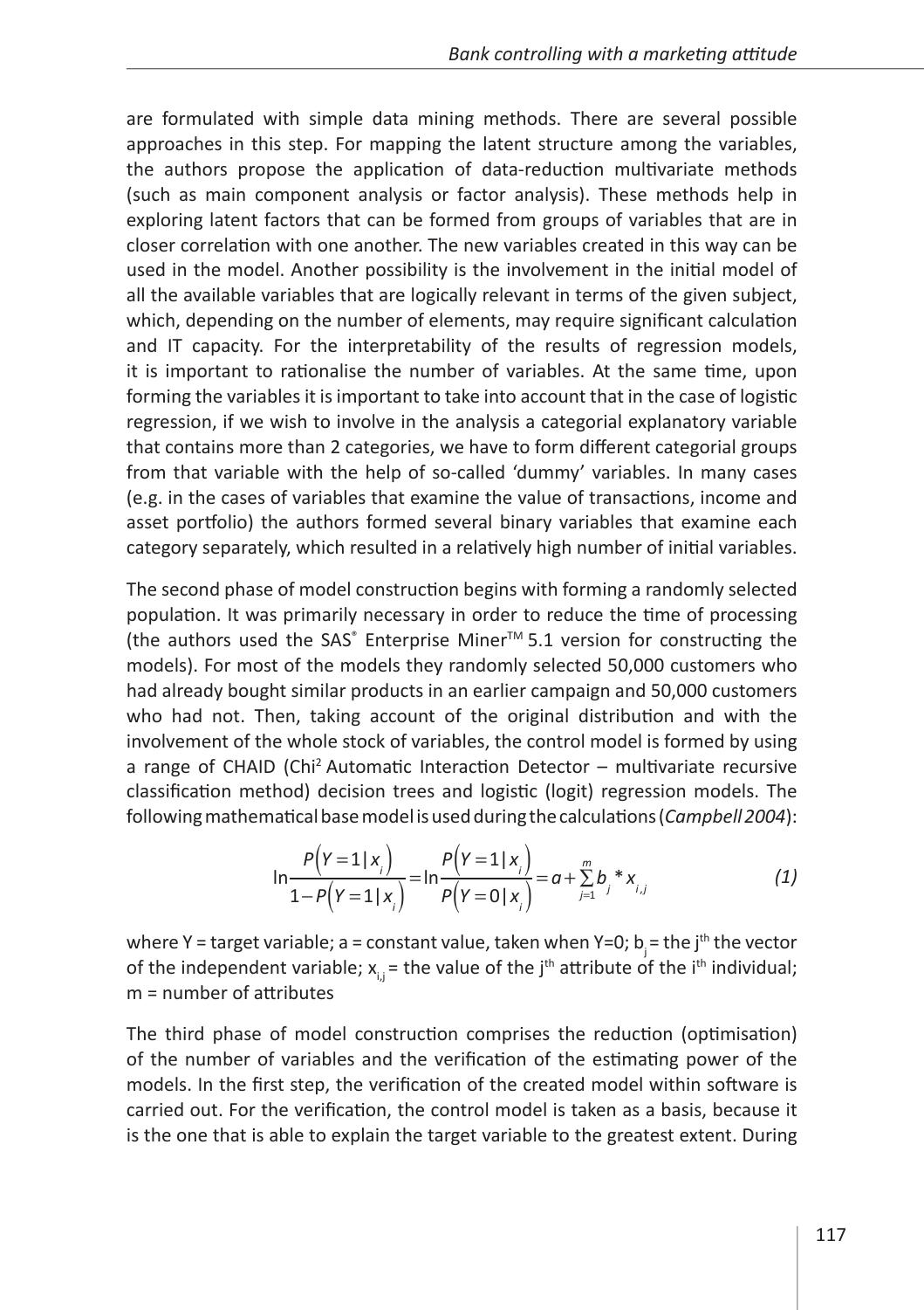are formulated with simple data mining methods. There are several possible approaches in this step. For mapping the latent structure among the variables, the authors propose the application of data-reduction multivariate methods (such as main component analysis or factor analysis). These methods help in exploring latent factors that can be formed from groups of variables that are in closer correlation with one another. The new variables created in this way can be used in the model. Another possibility is the involvement in the initial model of all the available variables that are logically relevant in terms of the given subject, which, depending on the number of elements, may require significant calculation and IT capacity. For the interpretability of the results of regression models, it is important to rationalise the number of variables. At the same time, upon forming the variables it is important to take into account that in the case of logistic regression, if we wish to involve in the analysis a categorial explanatory variable that contains more than 2 categories, we have to form different categorial groups from that variable with the help of so-called 'dummy' variables. In many cases (e.g. in the cases of variables that examine the value of transactions, income and asset portfolio) the authors formed several binary variables that examine each category separately, which resulted in a relatively high number of initial variables.

The second phase of model construction begins with forming a randomly selected population. It was primarily necessary in order to reduce the time of processing (the authors used the SAS® Enterprise Miner™ 5.1 version for constructing the models). For most of the models they randomly selected 50,000 customers who had already bought similar products in an earlier campaign and 50,000 customers who had not. Then, taking account of the original distribution and with the involvement of the whole stock of variables, the control model is formed by using a range of CHAID (Chi$^2$ Automatic Interaction Detector – multivariate recursive classification method) decision trees and logistic (logit) regression models. The following mathematical base model is used during the calculations (*Campbell 2004*):

$$\ln\frac{P(Y=1|x_i)}{1-P(Y=1|x_i)}=\ln\frac{P(Y=1|x_i)}{P(Y=0|x_i)}=a+\sum_{j=1}^{m}b_j * x_{i,j} \qquad (1)$$

where Y = target variable; a = constant value, taken when Y=0; $b_j$ = the j$^{th}$ the vector of the independent variable; $x_{i,j}$ = the value of the j$^{th}$ attribute of the i$^{th}$ individual; m = number of attributes

The third phase of model construction comprises the reduction (optimisation) of the number of variables and the verification of the estimating power of the models. In the first step, the verification of the created model within software is carried out. For the verification, the control model is taken as a basis, because it is the one that is able to explain the target variable to the greatest extent. During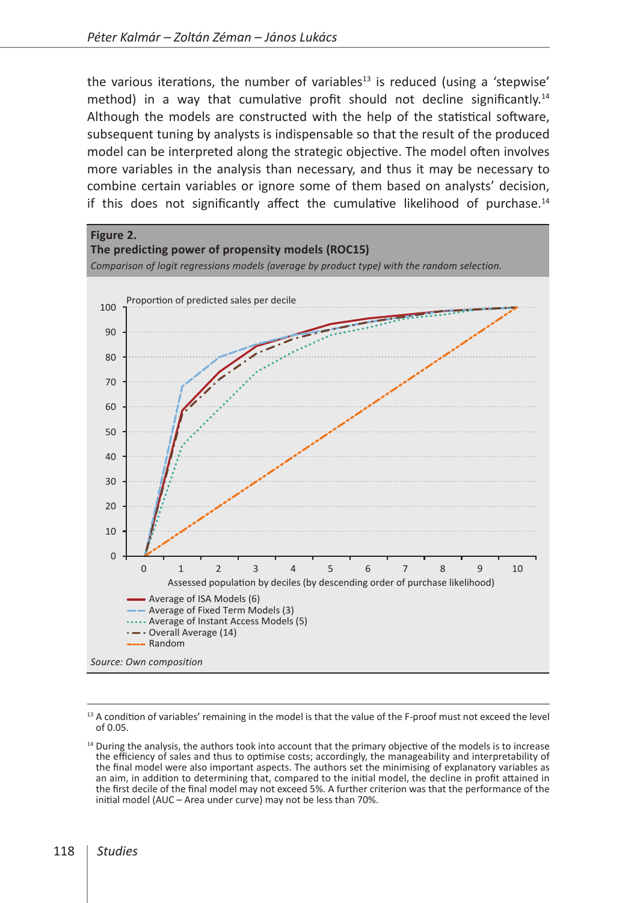the various iterations, the number of variables[13] is reduced (using a 'stepwise' method) in a way that cumulative profit should not decline significantly.[14] Although the models are constructed with the help of the statistical software, subsequent tuning by analysts is indispensable so that the result of the produced model can be interpreted along the strategic objective. The model often involves more variables in the analysis than necessary, and thus it may be necessary to combine certain variables or ignore some of them based on analysts' decision, if this does not significantly affect the cumulative likelihood of purchase.[14]

**Figure 2.**
**The predicting power of propensity models (ROC15)**
*Comparison of logit regressions models (average by product type) with the random selection.*

Proportion of predicted sales per decile

Assessed population by deciles (by descending order of purchase likelihood)

- Average of ISA Models (6)
- Average of Fixed Term Models (3)
- Average of Instant Access Models (5)
- Overall Average (14)
- Random

*Source: Own composition*

---

[13] A condition of variables' remaining in the model is that the value of the F-proof must not exceed the level of 0.05.

[14] During the analysis, the authors took into account that the primary objective of the models is to increase the efficiency of sales and thus to optimise costs; accordingly, the manageability and interpretability of the final model were also important aspects. The authors set the minimising of explanatory variables as an aim, in addition to determining that, compared to the initial model, the decline in profit attained in the first decile of the final model may not exceed 5%. A further criterion was that the performance of the initial model (AUC – Area under curve) may not be less than 70%.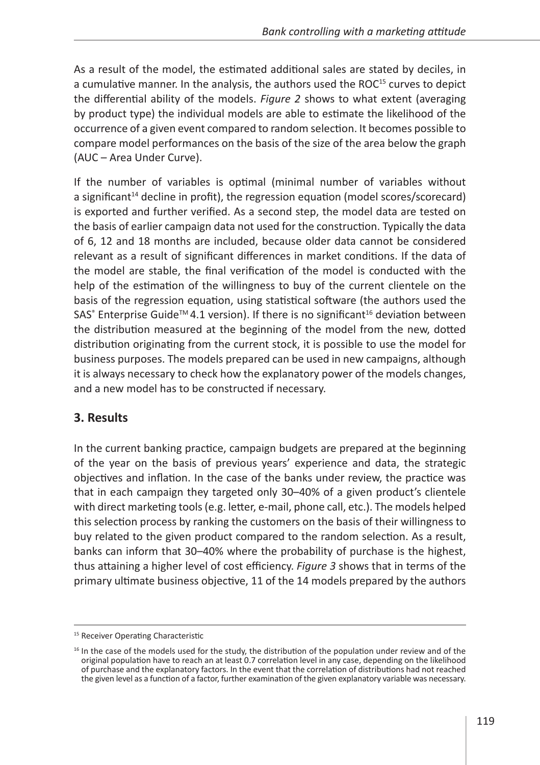As a result of the model, the estimated additional sales are stated by deciles, in a cumulative manner. In the analysis, the authors used the ROC[15] curves to depict the differential ability of the models. *Figure 2* shows to what extent (averaging by product type) the individual models are able to estimate the likelihood of the occurrence of a given event compared to random selection. It becomes possible to compare model performances on the basis of the size of the area below the graph (AUC – Area Under Curve).

If the number of variables is optimal (minimal number of variables without a significant[14] decline in profit), the regression equation (model scores/scorecard) is exported and further verified. As a second step, the model data are tested on the basis of earlier campaign data not used for the construction. Typically the data of 6, 12 and 18 months are included, because older data cannot be considered relevant as a result of significant differences in market conditions. If the data of the model are stable, the final verification of the model is conducted with the help of the estimation of the willingness to buy of the current clientele on the basis of the regression equation, using statistical software (the authors used the SAS® Enterprise Guide™ 4.1 version). If there is no significant[16] deviation between the distribution measured at the beginning of the model from the new, dotted distribution originating from the current stock, it is possible to use the model for business purposes. The models prepared can be used in new campaigns, although it is always necessary to check how the explanatory power of the models changes, and a new model has to be constructed if necessary.

## 3. Results

In the current banking practice, campaign budgets are prepared at the beginning of the year on the basis of previous years' experience and data, the strategic objectives and inflation. In the case of the banks under review, the practice was that in each campaign they targeted only 30–40% of a given product's clientele with direct marketing tools (e.g. letter, e-mail, phone call, etc.). The models helped this selection process by ranking the customers on the basis of their willingness to buy related to the given product compared to the random selection. As a result, banks can inform that 30–40% where the probability of purchase is the highest, thus attaining a higher level of cost efficiency. *Figure 3* shows that in terms of the primary ultimate business objective, 11 of the 14 models prepared by the authors

---

[15] Receiver Operating Characteristic

[16] In the case of the models used for the study, the distribution of the population under review and of the original population have to reach an at least 0.7 correlation level in any case, depending on the likelihood of purchase and the explanatory factors. In the event that the correlation of distributions had not reached the given level as a function of a factor, further examination of the given explanatory variable was necessary.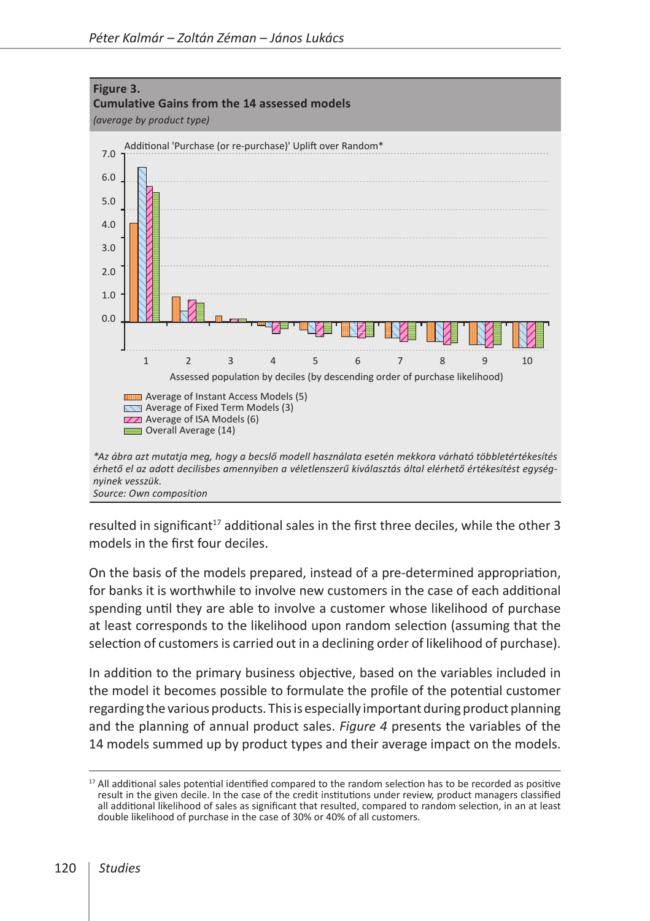**Figure 3.**
**Cumulative Gains from the 14 assessed models**
*(average by product type)*

Additional 'Purchase (or re-purchase)' Uplift over Random*

Assessed population by deciles (by descending order of purchase likelihood)

- Average of Instant Access Models (5)
- Average of Fixed Term Models (3)
- Average of ISA Models (6)
- Overall Average (14)

*\*Az ábra azt mutatja meg, hogy a becslő modell használata esetén mekkora várható többletértékesítés érhető el az adott decilisbes amennyiben a véletlenszerű kiválasztás által elérhető értékesítést egységnyinek vesszük.*

*Source: Own composition*

resulted in significant[17] additional sales in the first three deciles, while the other 3 models in the first four deciles.

On the basis of the models prepared, instead of a pre-determined appropriation, for banks it is worthwhile to involve new customers in the case of each additional spending until they are able to involve a customer whose likelihood of purchase at least corresponds to the likelihood upon random selection (assuming that the selection of customers is carried out in a declining order of likelihood of purchase).

In addition to the primary business objective, based on the variables included in the model it becomes possible to formulate the profile of the potential customer regarding the various products. This is especially important during product planning and the planning of annual product sales. *Figure 4* presents the variables of the 14 models summed up by product types and their average impact on the models.

---

[17] All additional sales potential identified compared to the random selection has to be recorded as positive result in the given decile. In the case of the credit institutions under review, product managers classified all additional likelihood of sales as significant that resulted, compared to random selection, in an at least double likelihood of purchase in the case of 30% or 40% of all customers.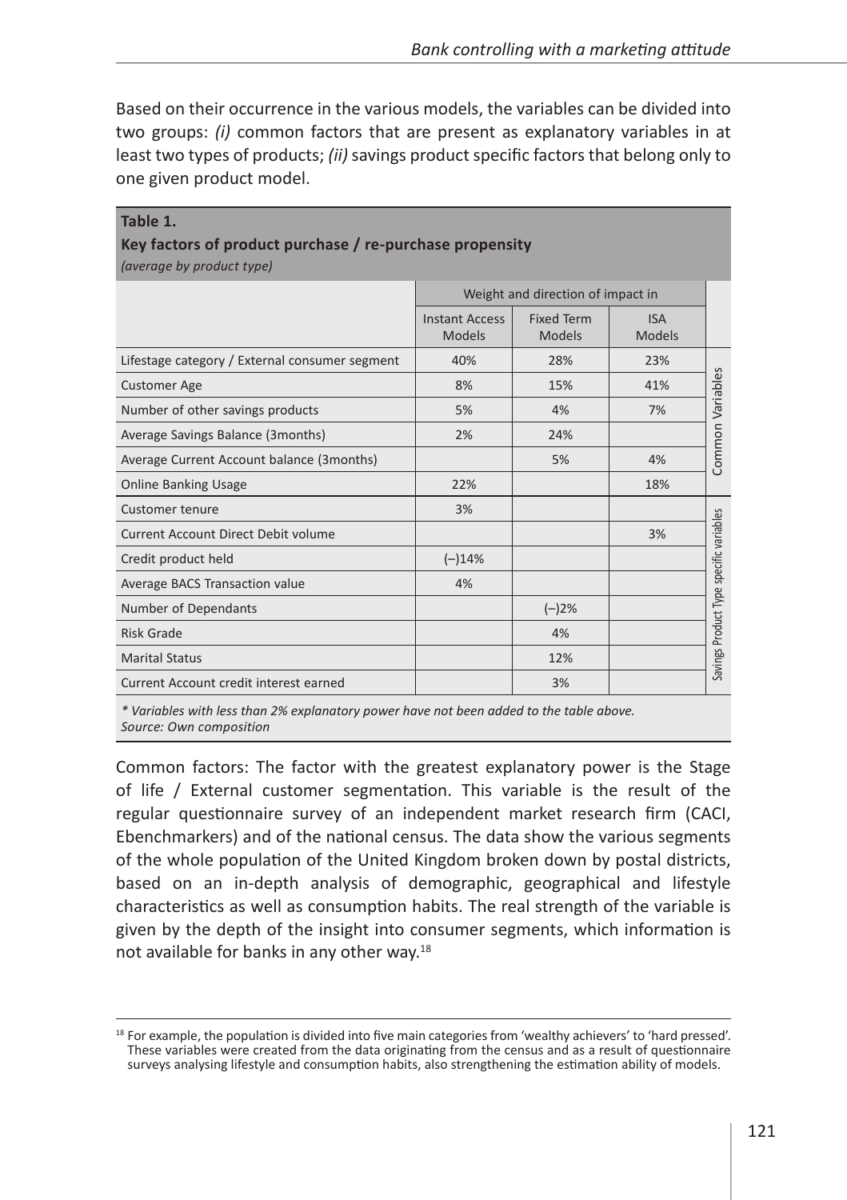Based on their occurrence in the various models, the variables can be divided into two groups: *(i)* common factors that are present as explanatory variables in at least two types of products; *(ii)* savings product specific factors that belong only to one given product model.

**Table 1.**
**Key factors of product purchase / re-purchase propensity**
*(average by product type)*

| | Weight and direction of impact in | | | |
|---|---|---|---|---|
| | Instant Access Models | Fixed Term Models | ISA Models | |
| Lifestage category / External consumer segment | 40% | 28% | 23% | Common Variables |
| Customer Age | 8% | 15% | 41% | |
| Number of other savings products | 5% | 4% | 7% | |
| Average Savings Balance (3months) | 2% | 24% | | |
| Average Current Account balance (3months) | | 5% | 4% | |
| Online Banking Usage | 22% | | 18% | |
| Customer tenure | 3% | | | Savings Product Type specific variables |
| Current Account Direct Debit volume | | | 3% | |
| Credit product held | (–)14% | | | |
| Average BACS Transaction value | 4% | | | |
| Number of Dependants | | (–)2% | | |
| Risk Grade | | 4% | | |
| Marital Status | | 12% | | |
| Current Account credit interest earned | | 3% | | |

*\* Variables with less than 2% explanatory power have not been added to the table above.*
*Source: Own composition*

Common factors: The factor with the greatest explanatory power is the Stage of life / External customer segmentation. This variable is the result of the regular questionnaire survey of an independent market research firm (CACI, Ebenchmarkers) and of the national census. The data show the various segments of the whole population of the United Kingdom broken down by postal districts, based on an in-depth analysis of demographic, geographical and lifestyle characteristics as well as consumption habits. The real strength of the variable is given by the depth of the insight into consumer segments, which information is not available for banks in any other way.[18]

[18] For example, the population is divided into five main categories from 'wealthy achievers' to 'hard pressed'. These variables were created from the data originating from the census and as a result of questionnaire surveys analysing lifestyle and consumption habits, also strengthening the estimation ability of models.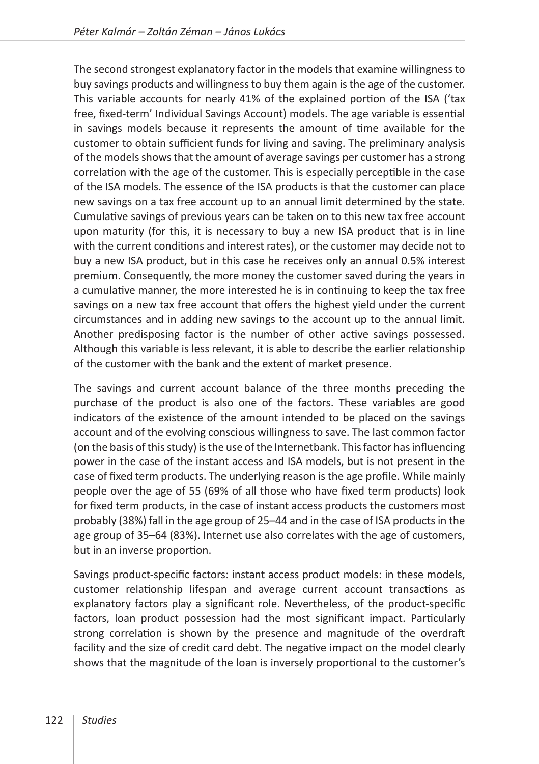The second strongest explanatory factor in the models that examine willingness to buy savings products and willingness to buy them again is the age of the customer. This variable accounts for nearly 41% of the explained portion of the ISA ('tax free, fixed-term' Individual Savings Account) models. The age variable is essential in savings models because it represents the amount of time available for the customer to obtain sufficient funds for living and saving. The preliminary analysis of the models shows that the amount of average savings per customer has a strong correlation with the age of the customer. This is especially perceptible in the case of the ISA models. The essence of the ISA products is that the customer can place new savings on a tax free account up to an annual limit determined by the state. Cumulative savings of previous years can be taken on to this new tax free account upon maturity (for this, it is necessary to buy a new ISA product that is in line with the current conditions and interest rates), or the customer may decide not to buy a new ISA product, but in this case he receives only an annual 0.5% interest premium. Consequently, the more money the customer saved during the years in a cumulative manner, the more interested he is in continuing to keep the tax free savings on a new tax free account that offers the highest yield under the current circumstances and in adding new savings to the account up to the annual limit. Another predisposing factor is the number of other active savings possessed. Although this variable is less relevant, it is able to describe the earlier relationship of the customer with the bank and the extent of market presence.

The savings and current account balance of the three months preceding the purchase of the product is also one of the factors. These variables are good indicators of the existence of the amount intended to be placed on the savings account and of the evolving conscious willingness to save. The last common factor (on the basis of this study) is the use of the Internetbank. This factor has influencing power in the case of the instant access and ISA models, but is not present in the case of fixed term products. The underlying reason is the age profile. While mainly people over the age of 55 (69% of all those who have fixed term products) look for fixed term products, in the case of instant access products the customers most probably (38%) fall in the age group of 25–44 and in the case of ISA products in the age group of 35–64 (83%). Internet use also correlates with the age of customers, but in an inverse proportion.

Savings product-specific factors: instant access product models: in these models, customer relationship lifespan and average current account transactions as explanatory factors play a significant role. Nevertheless, of the product-specific factors, loan product possession had the most significant impact. Particularly strong correlation is shown by the presence and magnitude of the overdraft facility and the size of credit card debt. The negative impact on the model clearly shows that the magnitude of the loan is inversely proportional to the customer's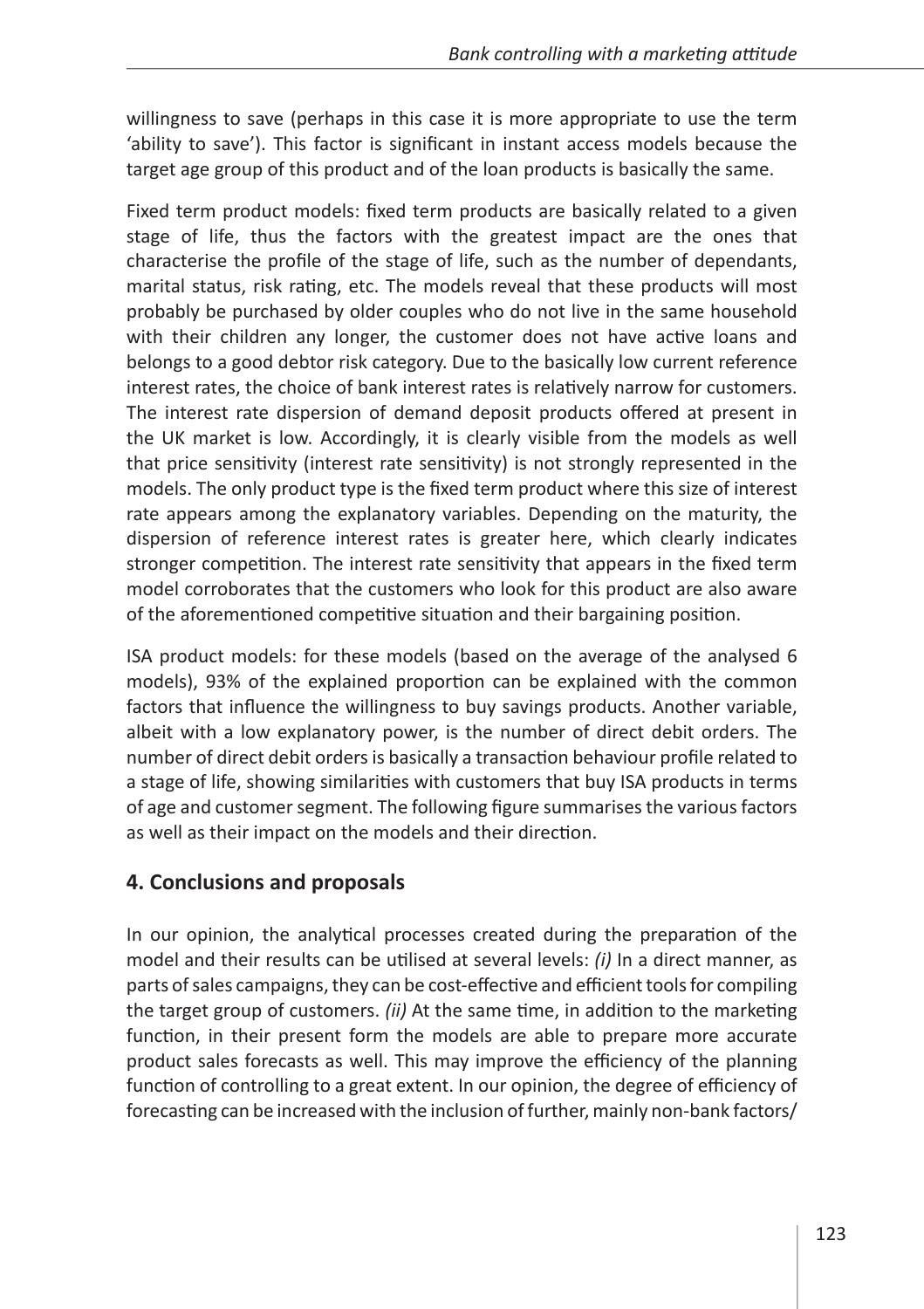willingness to save (perhaps in this case it is more appropriate to use the term 'ability to save'). This factor is significant in instant access models because the target age group of this product and of the loan products is basically the same.

Fixed term product models: fixed term products are basically related to a given stage of life, thus the factors with the greatest impact are the ones that characterise the profile of the stage of life, such as the number of dependants, marital status, risk rating, etc. The models reveal that these products will most probably be purchased by older couples who do not live in the same household with their children any longer, the customer does not have active loans and belongs to a good debtor risk category. Due to the basically low current reference interest rates, the choice of bank interest rates is relatively narrow for customers. The interest rate dispersion of demand deposit products offered at present in the UK market is low. Accordingly, it is clearly visible from the models as well that price sensitivity (interest rate sensitivity) is not strongly represented in the models. The only product type is the fixed term product where this size of interest rate appears among the explanatory variables. Depending on the maturity, the dispersion of reference interest rates is greater here, which clearly indicates stronger competition. The interest rate sensitivity that appears in the fixed term model corroborates that the customers who look for this product are also aware of the aforementioned competitive situation and their bargaining position.

ISA product models: for these models (based on the average of the analysed 6 models), 93% of the explained proportion can be explained with the common factors that influence the willingness to buy savings products. Another variable, albeit with a low explanatory power, is the number of direct debit orders. The number of direct debit orders is basically a transaction behaviour profile related to a stage of life, showing similarities with customers that buy ISA products in terms of age and customer segment. The following figure summarises the various factors as well as their impact on the models and their direction.

## 4. Conclusions and proposals

In our opinion, the analytical processes created during the preparation of the model and their results can be utilised at several levels: *(i)* In a direct manner, as parts of sales campaigns, they can be cost-effective and efficient tools for compiling the target group of customers. *(ii)* At the same time, in addition to the marketing function, in their present form the models are able to prepare more accurate product sales forecasts as well. This may improve the efficiency of the planning function of controlling to a great extent. In our opinion, the degree of efficiency of forecasting can be increased with the inclusion of further, mainly non-bank factors/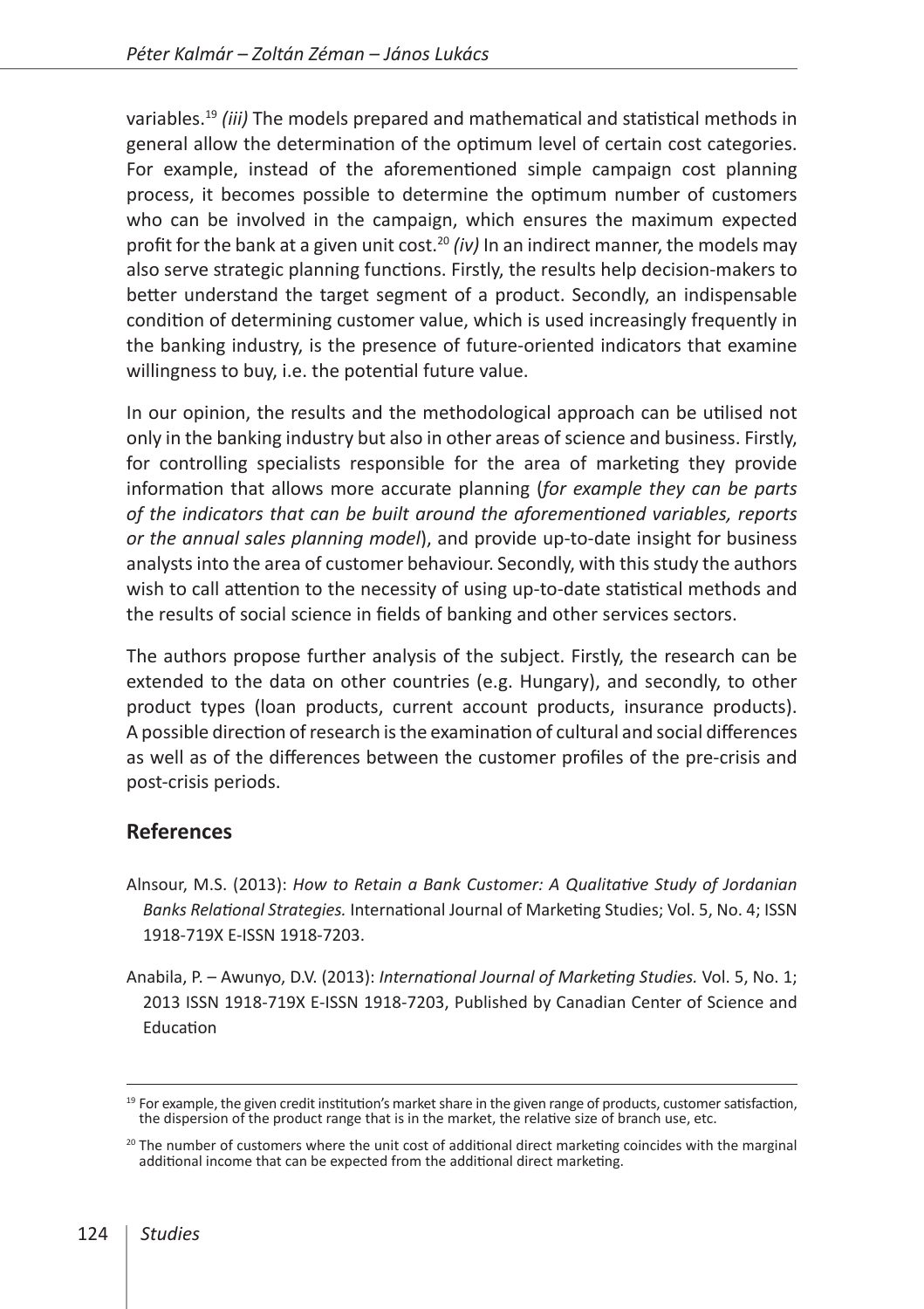variables.[19] *(iii)* The models prepared and mathematical and statistical methods in general allow the determination of the optimum level of certain cost categories. For example, instead of the aforementioned simple campaign cost planning process, it becomes possible to determine the optimum number of customers who can be involved in the campaign, which ensures the maximum expected profit for the bank at a given unit cost.[20] *(iv)* In an indirect manner, the models may also serve strategic planning functions. Firstly, the results help decision-makers to better understand the target segment of a product. Secondly, an indispensable condition of determining customer value, which is used increasingly frequently in the banking industry, is the presence of future-oriented indicators that examine willingness to buy, i.e. the potential future value.

In our opinion, the results and the methodological approach can be utilised not only in the banking industry but also in other areas of science and business. Firstly, for controlling specialists responsible for the area of marketing they provide information that allows more accurate planning (*for example they can be parts of the indicators that can be built around the aforementioned variables, reports or the annual sales planning model*), and provide up-to-date insight for business analysts into the area of customer behaviour. Secondly, with this study the authors wish to call attention to the necessity of using up-to-date statistical methods and the results of social science in fields of banking and other services sectors.

The authors propose further analysis of the subject. Firstly, the research can be extended to the data on other countries (e.g. Hungary), and secondly, to other product types (loan products, current account products, insurance products). A possible direction of research is the examination of cultural and social differences as well as of the differences between the customer profiles of the pre-crisis and post-crisis periods.

## References

Alnsour, M.S. (2013): *How to Retain a Bank Customer: A Qualitative Study of Jordanian Banks Relational Strategies.* International Journal of Marketing Studies; Vol. 5, No. 4; ISSN 1918-719X E-ISSN 1918-7203.

Anabila, P. – Awunyo, D.V. (2013): *International Journal of Marketing Studies.* Vol. 5, No. 1; 2013 ISSN 1918-719X E-ISSN 1918-7203, Published by Canadian Center of Science and Education

---

[19] For example, the given credit institution's market share in the given range of products, customer satisfaction, the dispersion of the product range that is in the market, the relative size of branch use, etc.

[20] The number of customers where the unit cost of additional direct marketing coincides with the marginal additional income that can be expected from the additional direct marketing.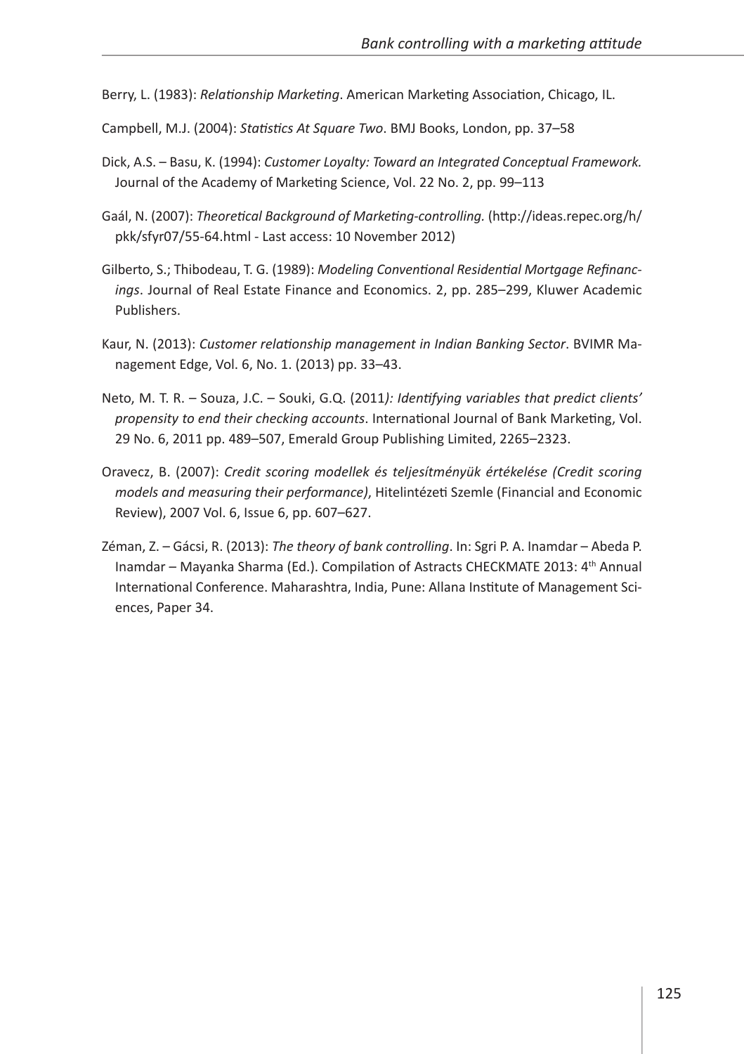Berry, L. (1983): *Relationship Marketing*. American Marketing Association, Chicago, IL.

Campbell, M.J. (2004): *Statistics At Square Two*. BMJ Books, London, pp. 37–58

Dick, A.S. – Basu, K. (1994): *Customer Loyalty: Toward an Integrated Conceptual Framework.* Journal of the Academy of Marketing Science, Vol. 22 No. 2, pp. 99–113

Gaál, N. (2007): *Theoretical Background of Marketing-controlling.* (http://ideas.repec.org/h/pkk/sfyr07/55-64.html - Last access: 10 November 2012)

Gilberto, S.; Thibodeau, T. G. (1989): *Modeling Conventional Residential Mortgage Refinancings*. Journal of Real Estate Finance and Economics. 2, pp. 285–299, Kluwer Academic Publishers.

Kaur, N. (2013): *Customer relationship management in Indian Banking Sector*. BVIMR Management Edge, Vol. 6, No. 1. (2013) pp. 33–43.

Neto, M. T. R. – Souza, J.C. – Souki, G.Q. (2011*): Identifying variables that predict clients' propensity to end their checking accounts*. International Journal of Bank Marketing, Vol. 29 No. 6, 2011 pp. 489–507, Emerald Group Publishing Limited, 2265–2323.

Oravecz, B. (2007): *Credit scoring modellek és teljesítményük értékelése (Credit scoring models and measuring their performance)*, Hitelintézeti Szemle (Financial and Economic Review), 2007 Vol. 6, Issue 6, pp. 607–627.

Zéman, Z. – Gácsi, R. (2013): *The theory of bank controlling*. In: Sgri P. A. Inamdar – Abeda P. Inamdar – Mayanka Sharma (Ed.). Compilation of Astracts CHECKMATE 2013: 4th Annual International Conference. Maharashtra, India, Pune: Allana Institute of Management Sciences, Paper 34.